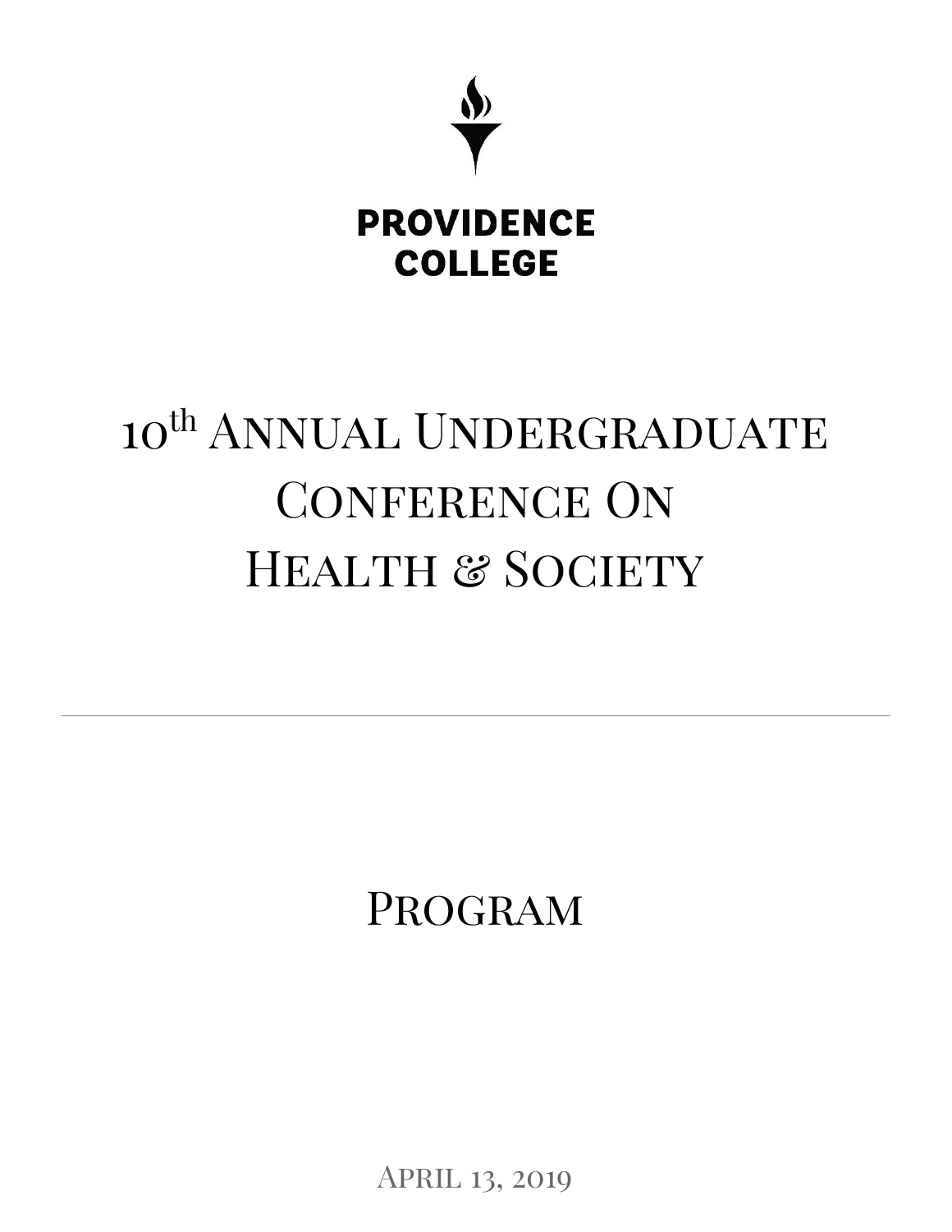PROVIDENCE COLLEGE

# 10th Annual Undergraduate Conference On Health & Society

---

## Program

April 13, 2019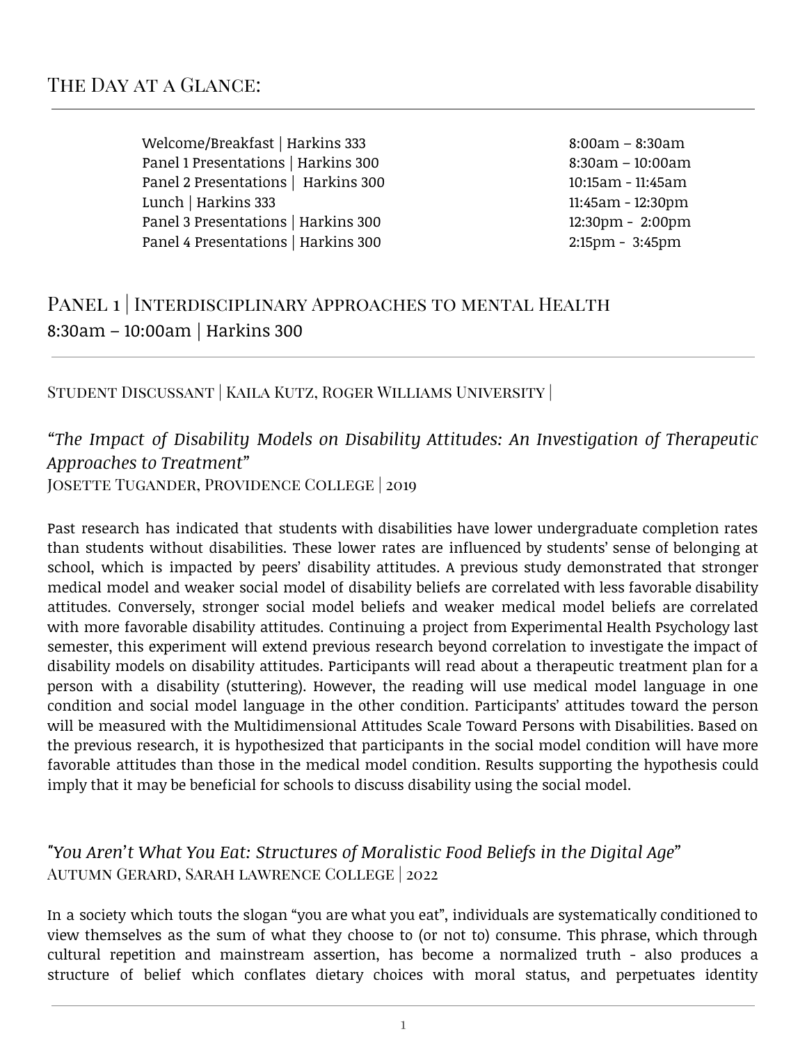## The Day at a Glance:

| | |
|---|---|
| Welcome/Breakfast \| Harkins 333 | 8:00am – 8:30am |
| Panel 1 Presentations \| Harkins 300 | 8:30am – 10:00am |
| Panel 2 Presentations \| Harkins 300 | 10:15am - 11:45am |
| Lunch \| Harkins 333 | 11:45am - 12:30pm |
| Panel 3 Presentations \| Harkins 300 | 12:30pm - 2:00pm |
| Panel 4 Presentations \| Harkins 300 | 2:15pm - 3:45pm |

## Panel 1 | Interdisciplinary Approaches to mental Health

8:30am – 10:00am | Harkins 300

### Student Discussant | Kaila Kutz, Roger Williams University |

### *"The Impact of Disability Models on Disability Attitudes: An Investigation of Therapeutic Approaches to Treatment"*

Josette Tugander, Providence College | 2019

Past research has indicated that students with disabilities have lower undergraduate completion rates than students without disabilities. These lower rates are influenced by students' sense of belonging at school, which is impacted by peers' disability attitudes. A previous study demonstrated that stronger medical model and weaker social model of disability beliefs are correlated with less favorable disability attitudes. Conversely, stronger social model beliefs and weaker medical model beliefs are correlated with more favorable disability attitudes. Continuing a project from Experimental Health Psychology last semester, this experiment will extend previous research beyond correlation to investigate the impact of disability models on disability attitudes. Participants will read about a therapeutic treatment plan for a person with a disability (stuttering). However, the reading will use medical model language in one condition and social model language in the other condition. Participants' attitudes toward the person will be measured with the Multidimensional Attitudes Scale Toward Persons with Disabilities. Based on the previous research, it is hypothesized that participants in the social model condition will have more favorable attitudes than those in the medical model condition. Results supporting the hypothesis could imply that it may be beneficial for schools to discuss disability using the social model.

### *"You Aren't What You Eat: Structures of Moralistic Food Beliefs in the Digital Age"*

Autumn Gerard, Sarah lawrence College | 2022

In a society which touts the slogan "you are what you eat", individuals are systematically conditioned to view themselves as the sum of what they choose to (or not to) consume. This phrase, which through cultural repetition and mainstream assertion, has become a normalized truth - also produces a structure of belief which conflates dietary choices with moral status, and perpetuates identity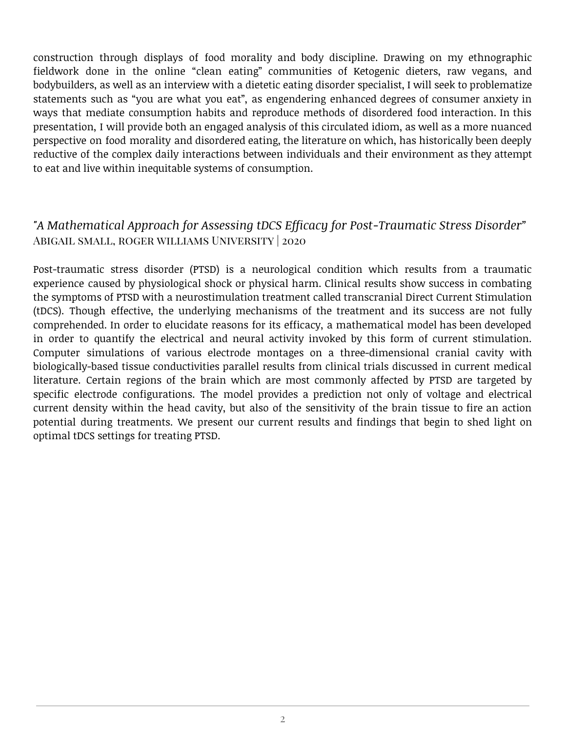construction through displays of food morality and body discipline. Drawing on my ethnographic fieldwork done in the online "clean eating" communities of Ketogenic dieters, raw vegans, and bodybuilders, as well as an interview with a dietetic eating disorder specialist, I will seek to problematize statements such as "you are what you eat", as engendering enhanced degrees of consumer anxiety in ways that mediate consumption habits and reproduce methods of disordered food interaction. In this presentation, I will provide both an engaged analysis of this circulated idiom, as well as a more nuanced perspective on food morality and disordered eating, the literature on which, has historically been deeply reductive of the complex daily interactions between individuals and their environment as they attempt to eat and live within inequitable systems of consumption.

## *"A Mathematical Approach for Assessing tDCS Efficacy for Post-Traumatic Stress Disorder"*

Abigail small, roger williams University | 2020

Post-traumatic stress disorder (PTSD) is a neurological condition which results from a traumatic experience caused by physiological shock or physical harm. Clinical results show success in combating the symptoms of PTSD with a neurostimulation treatment called transcranial Direct Current Stimulation (tDCS). Though effective, the underlying mechanisms of the treatment and its success are not fully comprehended. In order to elucidate reasons for its efficacy, a mathematical model has been developed in order to quantify the electrical and neural activity invoked by this form of current stimulation. Computer simulations of various electrode montages on a three-dimensional cranial cavity with biologically-based tissue conductivities parallel results from clinical trials discussed in current medical literature. Certain regions of the brain which are most commonly affected by PTSD are targeted by specific electrode configurations. The model provides a prediction not only of voltage and electrical current density within the head cavity, but also of the sensitivity of the brain tissue to fire an action potential during treatments. We present our current results and findings that begin to shed light on optimal tDCS settings for treating PTSD.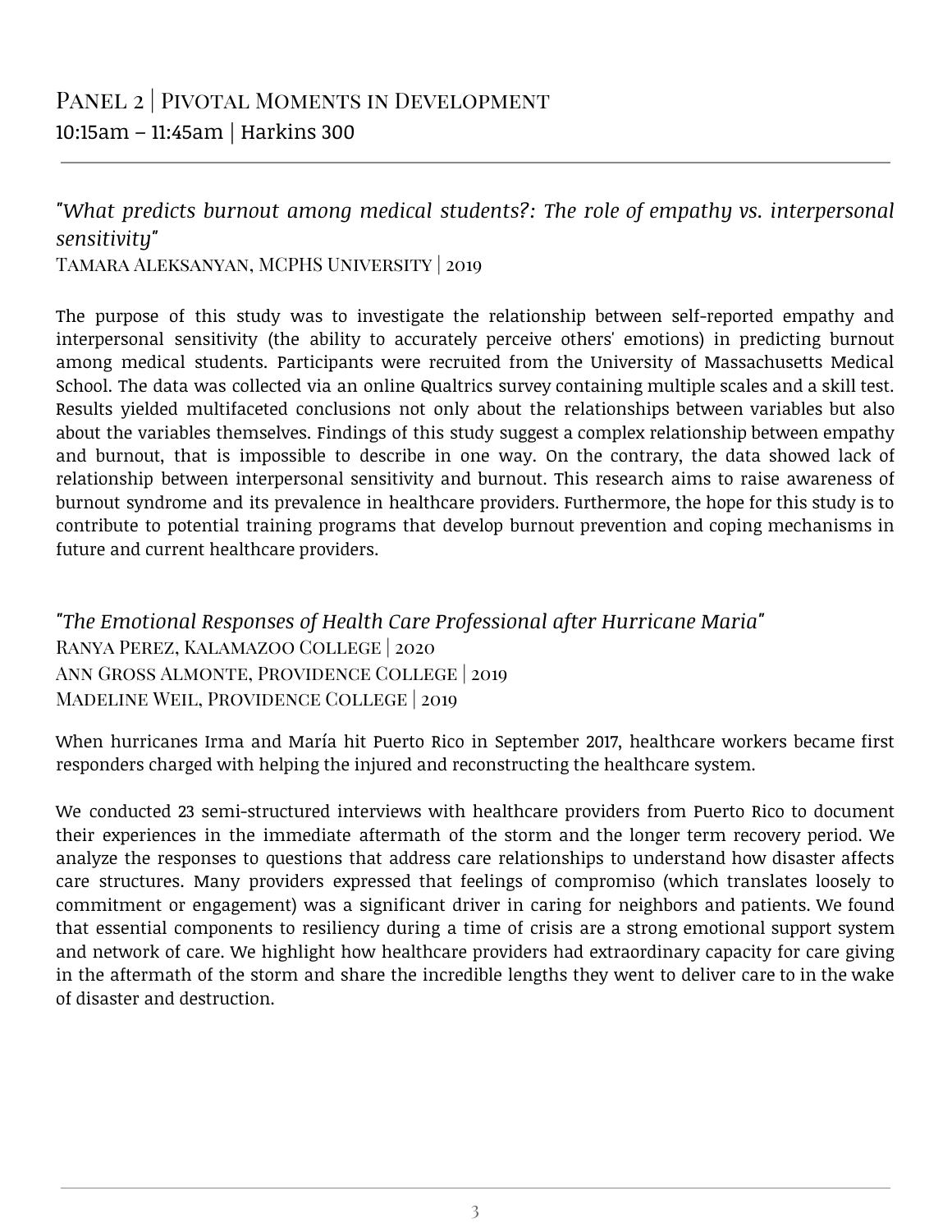## Panel 2 | Pivotal Moments in Development

10:15am – 11:45am | Harkins 300

---

### *"What predicts burnout among medical students?: The role of empathy vs. interpersonal sensitivity"*

Tamara Aleksanyan, MCPHS University | 2019

The purpose of this study was to investigate the relationship between self-reported empathy and interpersonal sensitivity (the ability to accurately perceive others' emotions) in predicting burnout among medical students. Participants were recruited from the University of Massachusetts Medical School. The data was collected via an online Qualtrics survey containing multiple scales and a skill test. Results yielded multifaceted conclusions not only about the relationships between variables but also about the variables themselves. Findings of this study suggest a complex relationship between empathy and burnout, that is impossible to describe in one way. On the contrary, the data showed lack of relationship between interpersonal sensitivity and burnout. This research aims to raise awareness of burnout syndrome and its prevalence in healthcare providers. Furthermore, the hope for this study is to contribute to potential training programs that develop burnout prevention and coping mechanisms in future and current healthcare providers.

### *"The Emotional Responses of Health Care Professional after Hurricane Maria"*

Ranya Perez, Kalamazoo College | 2020
Ann Gross Almonte, Providence College | 2019
Madeline Weil, Providence College | 2019

When hurricanes Irma and María hit Puerto Rico in September 2017, healthcare workers became first responders charged with helping the injured and reconstructing the healthcare system.

We conducted 23 semi-structured interviews with healthcare providers from Puerto Rico to document their experiences in the immediate aftermath of the storm and the longer term recovery period. We analyze the responses to questions that address care relationships to understand how disaster affects care structures. Many providers expressed that feelings of compromiso (which translates loosely to commitment or engagement) was a significant driver in caring for neighbors and patients. We found that essential components to resiliency during a time of crisis are a strong emotional support system and network of care. We highlight how healthcare providers had extraordinary capacity for care giving in the aftermath of the storm and share the incredible lengths they went to deliver care to in the wake of disaster and destruction.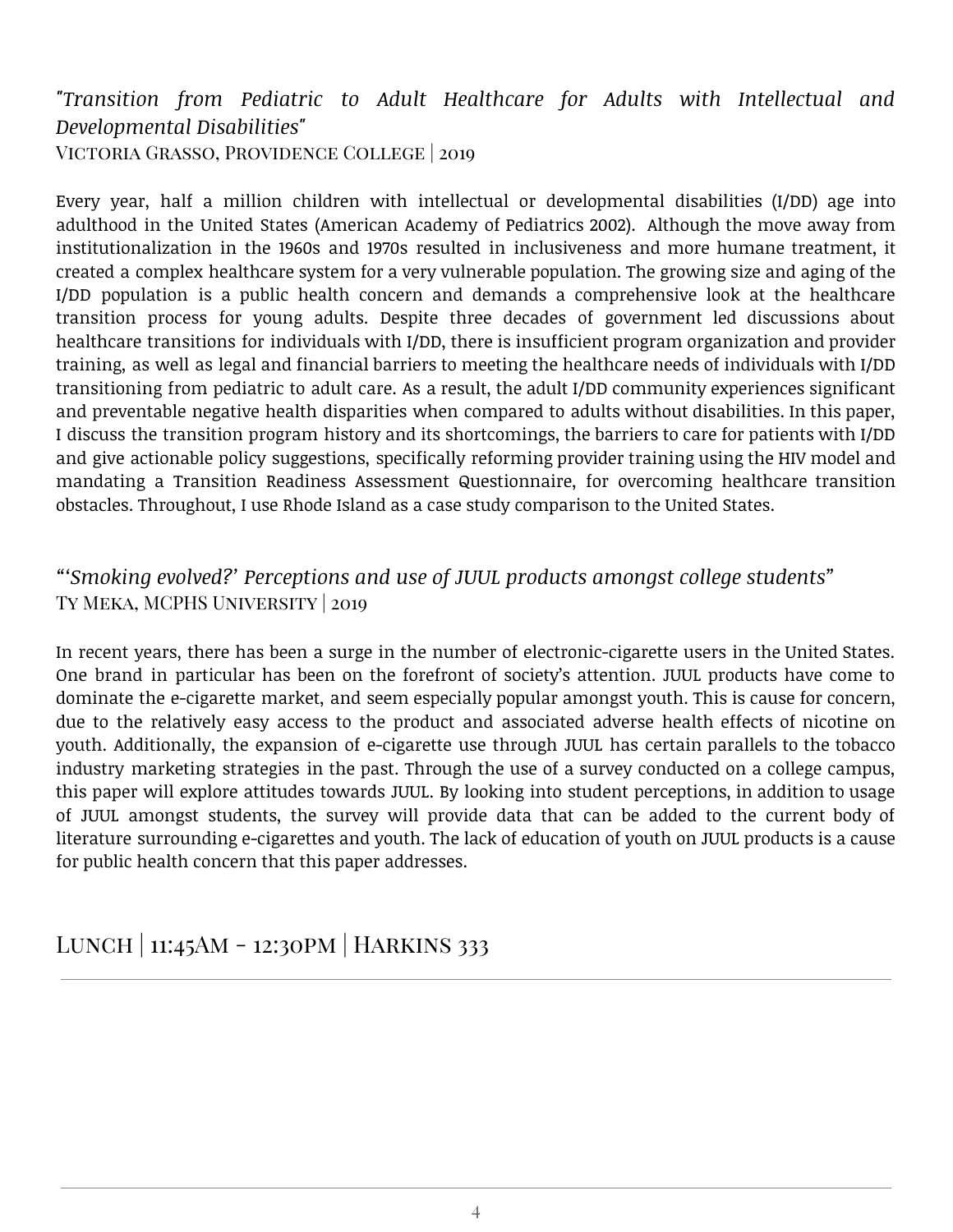### *"Transition from Pediatric to Adult Healthcare for Adults with Intellectual and Developmental Disabilities"*

Victoria Grasso, Providence College | 2019

Every year, half a million children with intellectual or developmental disabilities (I/DD) age into adulthood in the United States (American Academy of Pediatrics 2002). Although the move away from institutionalization in the 1960s and 1970s resulted in inclusiveness and more humane treatment, it created a complex healthcare system for a very vulnerable population. The growing size and aging of the I/DD population is a public health concern and demands a comprehensive look at the healthcare transition process for young adults. Despite three decades of government led discussions about healthcare transitions for individuals with I/DD, there is insufficient program organization and provider training, as well as legal and financial barriers to meeting the healthcare needs of individuals with I/DD transitioning from pediatric to adult care. As a result, the adult I/DD community experiences significant and preventable negative health disparities when compared to adults without disabilities. In this paper, I discuss the transition program history and its shortcomings, the barriers to care for patients with I/DD and give actionable policy suggestions, specifically reforming provider training using the HIV model and mandating a Transition Readiness Assessment Questionnaire, for overcoming healthcare transition obstacles. Throughout, I use Rhode Island as a case study comparison to the United States.

### *"'Smoking evolved?' Perceptions and use of JUUL products amongst college students"*

Ty Meka, MCPHS University | 2019

In recent years, there has been a surge in the number of electronic-cigarette users in the United States. One brand in particular has been on the forefront of society's attention. JUUL products have come to dominate the e-cigarette market, and seem especially popular amongst youth. This is cause for concern, due to the relatively easy access to the product and associated adverse health effects of nicotine on youth. Additionally, the expansion of e-cigarette use through JUUL has certain parallels to the tobacco industry marketing strategies in the past. Through the use of a survey conducted on a college campus, this paper will explore attitudes towards JUUL. By looking into student perceptions, in addition to usage of JUUL amongst students, the survey will provide data that can be added to the current body of literature surrounding e-cigarettes and youth. The lack of education of youth on JUUL products is a cause for public health concern that this paper addresses.

## Lunch | 11:45AM - 12:30PM | Harkins 333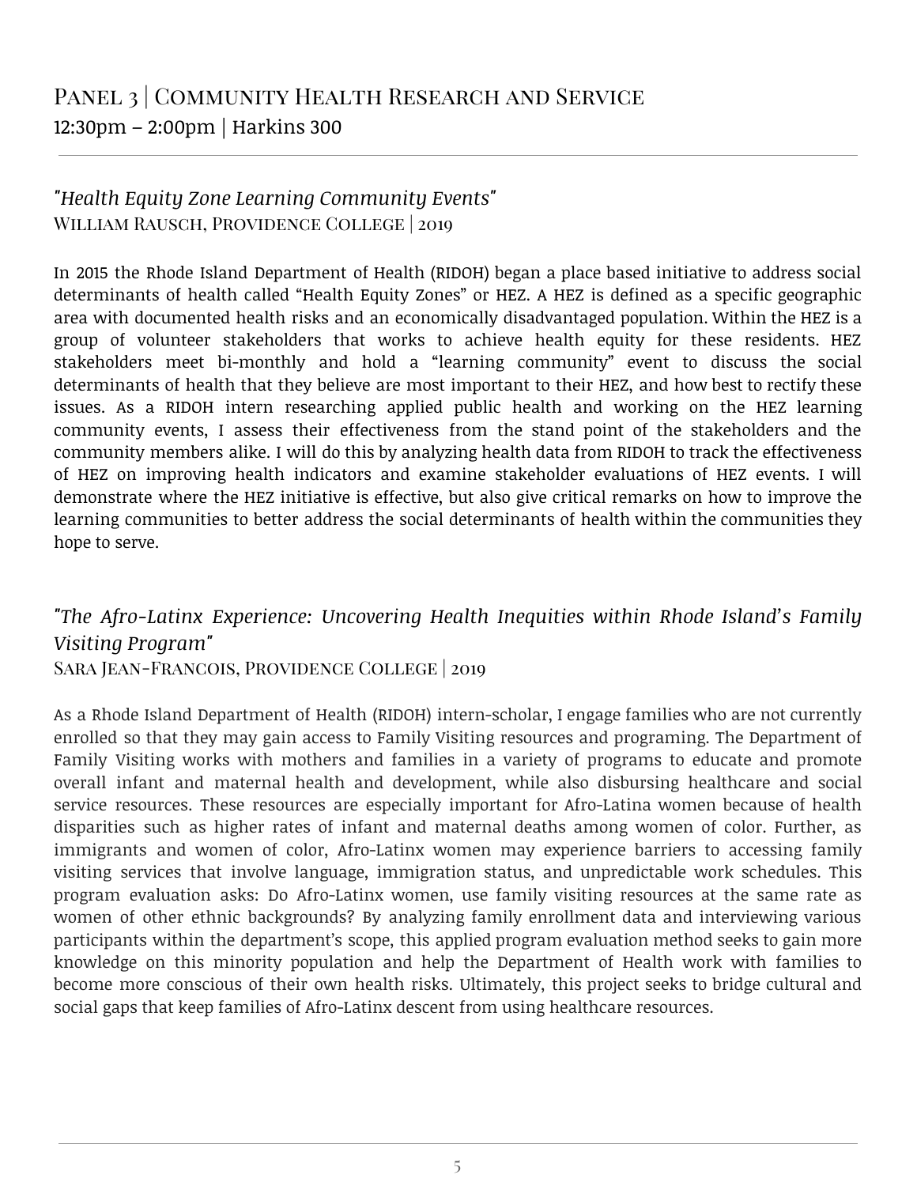## Panel 3 | Community Health Research and Service

12:30pm – 2:00pm | Harkins 300

### *"Health Equity Zone Learning Community Events"*

William Rausch, Providence College | 2019

In 2015 the Rhode Island Department of Health (RIDOH) began a place based initiative to address social determinants of health called "Health Equity Zones" or HEZ. A HEZ is defined as a specific geographic area with documented health risks and an economically disadvantaged population. Within the HEZ is a group of volunteer stakeholders that works to achieve health equity for these residents. HEZ stakeholders meet bi-monthly and hold a "learning community" event to discuss the social determinants of health that they believe are most important to their HEZ, and how best to rectify these issues. As a RIDOH intern researching applied public health and working on the HEZ learning community events, I assess their effectiveness from the stand point of the stakeholders and the community members alike. I will do this by analyzing health data from RIDOH to track the effectiveness of HEZ on improving health indicators and examine stakeholder evaluations of HEZ events. I will demonstrate where the HEZ initiative is effective, but also give critical remarks on how to improve the learning communities to better address the social determinants of health within the communities they hope to serve.

### *"The Afro-Latinx Experience: Uncovering Health Inequities within Rhode Island's Family Visiting Program"*

Sara Jean-Francois, Providence College | 2019

As a Rhode Island Department of Health (RIDOH) intern-scholar, I engage families who are not currently enrolled so that they may gain access to Family Visiting resources and programing. The Department of Family Visiting works with mothers and families in a variety of programs to educate and promote overall infant and maternal health and development, while also disbursing healthcare and social service resources. These resources are especially important for Afro-Latina women because of health disparities such as higher rates of infant and maternal deaths among women of color. Further, as immigrants and women of color, Afro-Latinx women may experience barriers to accessing family visiting services that involve language, immigration status, and unpredictable work schedules. This program evaluation asks: Do Afro-Latinx women, use family visiting resources at the same rate as women of other ethnic backgrounds? By analyzing family enrollment data and interviewing various participants within the department's scope, this applied program evaluation method seeks to gain more knowledge on this minority population and help the Department of Health work with families to become more conscious of their own health risks. Ultimately, this project seeks to bridge cultural and social gaps that keep families of Afro-Latinx descent from using healthcare resources.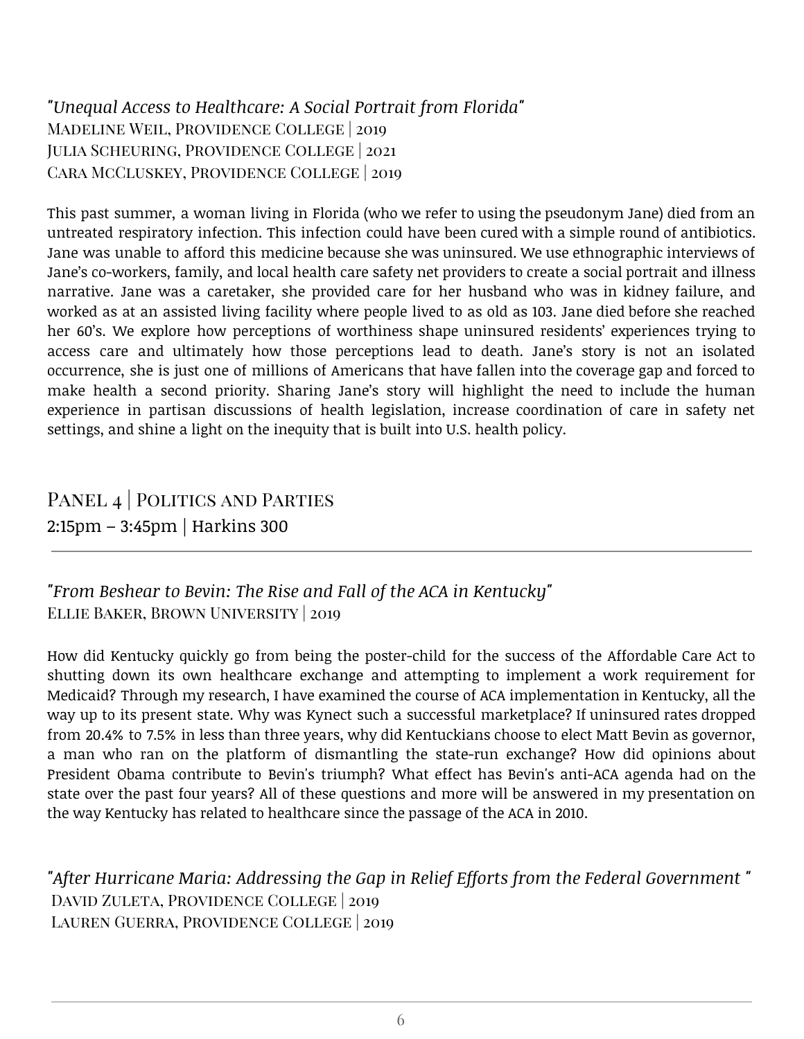*"Unequal Access to Healthcare: A Social Portrait from Florida"*

Madeline Weil, Providence College | 2019
Julia Scheuring, Providence College | 2021
Cara McCluskey, Providence College | 2019

This past summer, a woman living in Florida (who we refer to using the pseudonym Jane) died from an untreated respiratory infection. This infection could have been cured with a simple round of antibiotics. Jane was unable to afford this medicine because she was uninsured. We use ethnographic interviews of Jane's co-workers, family, and local health care safety net providers to create a social portrait and illness narrative. Jane was a caretaker, she provided care for her husband who was in kidney failure, and worked as at an assisted living facility where people lived to as old as 103. Jane died before she reached her 60's. We explore how perceptions of worthiness shape uninsured residents' experiences trying to access care and ultimately how those perceptions lead to death. Jane's story is not an isolated occurrence, she is just one of millions of Americans that have fallen into the coverage gap and forced to make health a second priority. Sharing Jane's story will highlight the need to include the human experience in partisan discussions of health legislation, increase coordination of care in safety net settings, and shine a light on the inequity that is built into U.S. health policy.

## Panel 4 | Politics and Parties

2:15pm – 3:45pm | Harkins 300

---

*"From Beshear to Bevin: The Rise and Fall of the ACA in Kentucky"*

Ellie Baker, Brown University | 2019

How did Kentucky quickly go from being the poster-child for the success of the Affordable Care Act to shutting down its own healthcare exchange and attempting to implement a work requirement for Medicaid? Through my research, I have examined the course of ACA implementation in Kentucky, all the way up to its present state. Why was Kynect such a successful marketplace? If uninsured rates dropped from 20.4% to 7.5% in less than three years, why did Kentuckians choose to elect Matt Bevin as governor, a man who ran on the platform of dismantling the state-run exchange? How did opinions about President Obama contribute to Bevin's triumph? What effect has Bevin's anti-ACA agenda had on the state over the past four years? All of these questions and more will be answered in my presentation on the way Kentucky has related to healthcare since the passage of the ACA in 2010.

*"After Hurricane Maria: Addressing the Gap in Relief Efforts from the Federal Government "*

David Zuleta, Providence College | 2019
Lauren Guerra, Providence College | 2019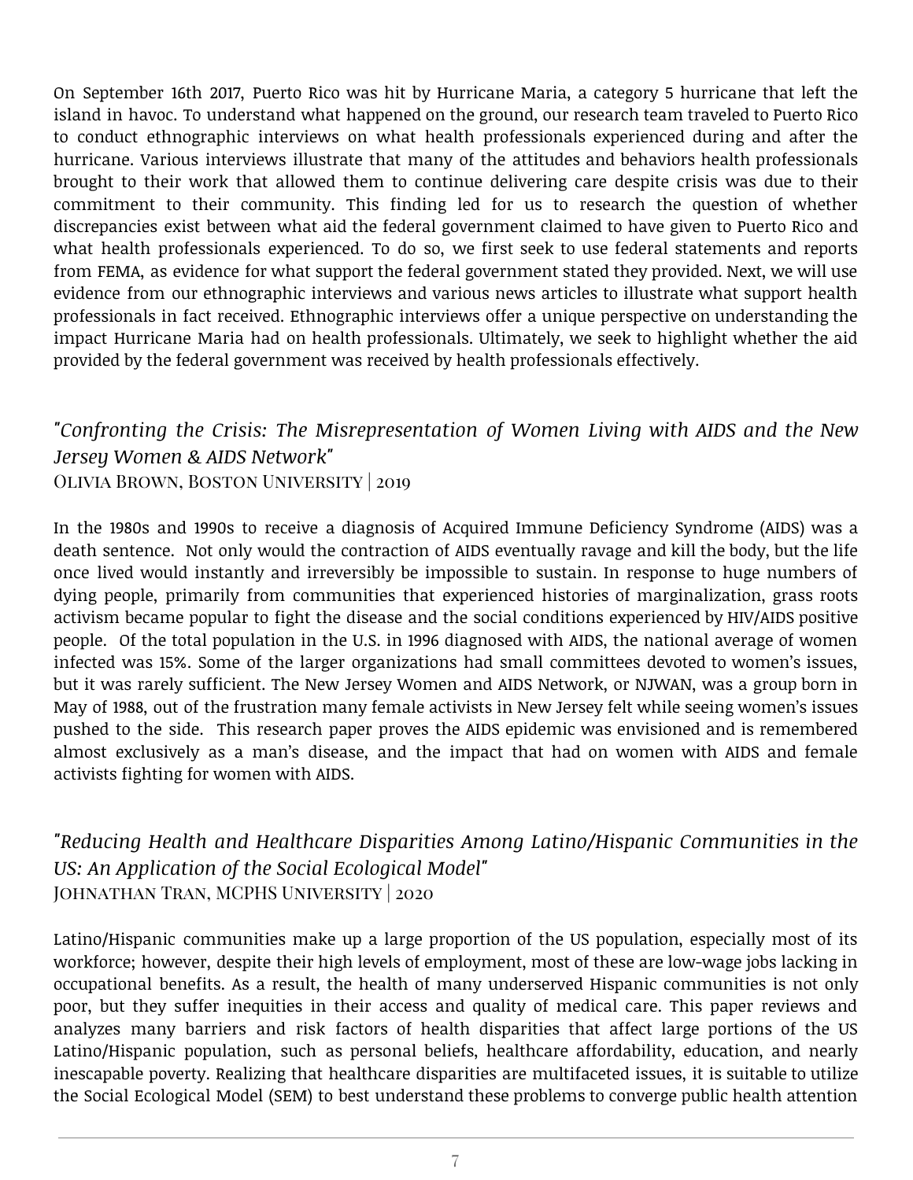On September 16th 2017, Puerto Rico was hit by Hurricane Maria, a category 5 hurricane that left the island in havoc. To understand what happened on the ground, our research team traveled to Puerto Rico to conduct ethnographic interviews on what health professionals experienced during and after the hurricane. Various interviews illustrate that many of the attitudes and behaviors health professionals brought to their work that allowed them to continue delivering care despite crisis was due to their commitment to their community. This finding led for us to research the question of whether discrepancies exist between what aid the federal government claimed to have given to Puerto Rico and what health professionals experienced. To do so, we first seek to use federal statements and reports from FEMA, as evidence for what support the federal government stated they provided. Next, we will use evidence from our ethnographic interviews and various news articles to illustrate what support health professionals in fact received. Ethnographic interviews offer a unique perspective on understanding the impact Hurricane Maria had on health professionals. Ultimately, we seek to highlight whether the aid provided by the federal government was received by health professionals effectively.

## *"Confronting the Crisis: The Misrepresentation of Women Living with AIDS and the New Jersey Women & AIDS Network"*

Olivia Brown, Boston University | 2019

In the 1980s and 1990s to receive a diagnosis of Acquired Immune Deficiency Syndrome (AIDS) was a death sentence. Not only would the contraction of AIDS eventually ravage and kill the body, but the life once lived would instantly and irreversibly be impossible to sustain. In response to huge numbers of dying people, primarily from communities that experienced histories of marginalization, grass roots activism became popular to fight the disease and the social conditions experienced by HIV/AIDS positive people. Of the total population in the U.S. in 1996 diagnosed with AIDS, the national average of women infected was 15%. Some of the larger organizations had small committees devoted to women's issues, but it was rarely sufficient. The New Jersey Women and AIDS Network, or NJWAN, was a group born in May of 1988, out of the frustration many female activists in New Jersey felt while seeing women's issues pushed to the side. This research paper proves the AIDS epidemic was envisioned and is remembered almost exclusively as a man's disease, and the impact that had on women with AIDS and female activists fighting for women with AIDS.

## *"Reducing Health and Healthcare Disparities Among Latino/Hispanic Communities in the US: An Application of the Social Ecological Model"*

Johnathan Tran, MCPHS University | 2020

Latino/Hispanic communities make up a large proportion of the US population, especially most of its workforce; however, despite their high levels of employment, most of these are low-wage jobs lacking in occupational benefits. As a result, the health of many underserved Hispanic communities is not only poor, but they suffer inequities in their access and quality of medical care. This paper reviews and analyzes many barriers and risk factors of health disparities that affect large portions of the US Latino/Hispanic population, such as personal beliefs, healthcare affordability, education, and nearly inescapable poverty. Realizing that healthcare disparities are multifaceted issues, it is suitable to utilize the Social Ecological Model (SEM) to best understand these problems to converge public health attention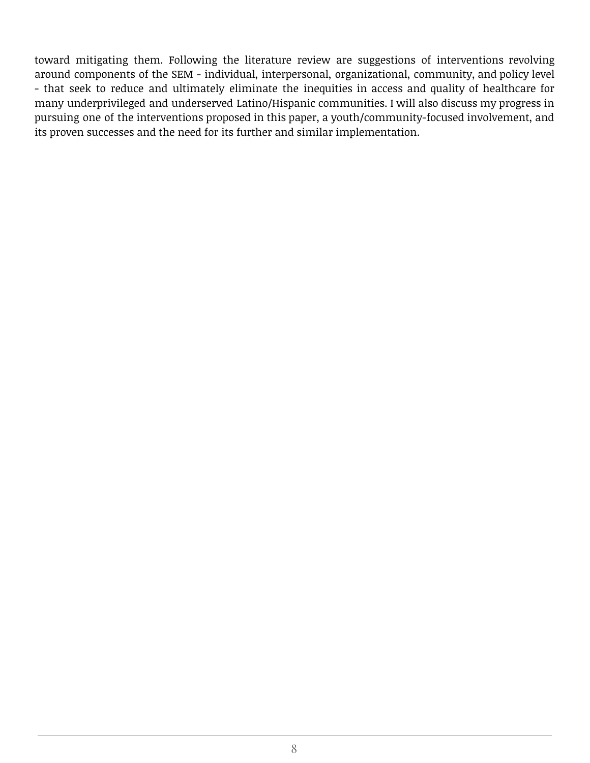toward mitigating them. Following the literature review are suggestions of interventions revolving around components of the SEM - individual, interpersonal, organizational, community, and policy level - that seek to reduce and ultimately eliminate the inequities in access and quality of healthcare for many underprivileged and underserved Latino/Hispanic communities. I will also discuss my progress in pursuing one of the interventions proposed in this paper, a youth/community-focused involvement, and its proven successes and the need for its further and similar implementation.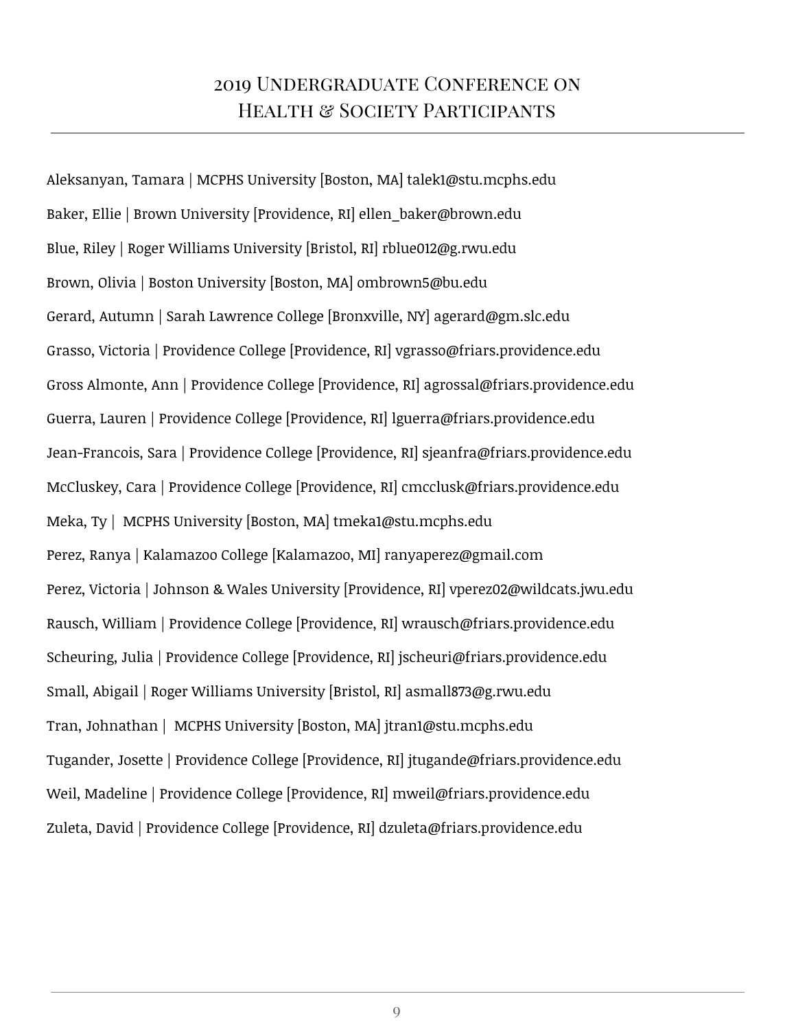# 2019 Undergraduate Conference on Health & Society Participants

Aleksanyan, Tamara | MCPHS University [Boston, MA] talek1@stu.mcphs.edu

Baker, Ellie | Brown University [Providence, RI] ellen_baker@brown.edu

Blue, Riley | Roger Williams University [Bristol, RI] rblue012@g.rwu.edu

Brown, Olivia | Boston University [Boston, MA] ombrown5@bu.edu

Gerard, Autumn | Sarah Lawrence College [Bronxville, NY] agerard@gm.slc.edu

Grasso, Victoria | Providence College [Providence, RI] vgrasso@friars.providence.edu

Gross Almonte, Ann | Providence College [Providence, RI] agrossal@friars.providence.edu

Guerra, Lauren | Providence College [Providence, RI] lguerra@friars.providence.edu

Jean-Francois, Sara | Providence College [Providence, RI] sjeanfra@friars.providence.edu

McCluskey, Cara | Providence College [Providence, RI] cmcclusk@friars.providence.edu

Meka, Ty | MCPHS University [Boston, MA] tmeka1@stu.mcphs.edu

Perez, Ranya | Kalamazoo College [Kalamazoo, MI] ranyaperez@gmail.com

Perez, Victoria | Johnson & Wales University [Providence, RI] vperez02@wildcats.jwu.edu

Rausch, William | Providence College [Providence, RI] wrausch@friars.providence.edu

Scheuring, Julia | Providence College [Providence, RI] jscheuri@friars.providence.edu

Small, Abigail | Roger Williams University [Bristol, RI] asmall873@g.rwu.edu

Tran, Johnathan | MCPHS University [Boston, MA] jtran1@stu.mcphs.edu

Tugander, Josette | Providence College [Providence, RI] jtugande@friars.providence.edu

Weil, Madeline | Providence College [Providence, RI] mweil@friars.providence.edu

Zuleta, David | Providence College [Providence, RI] dzuleta@friars.providence.edu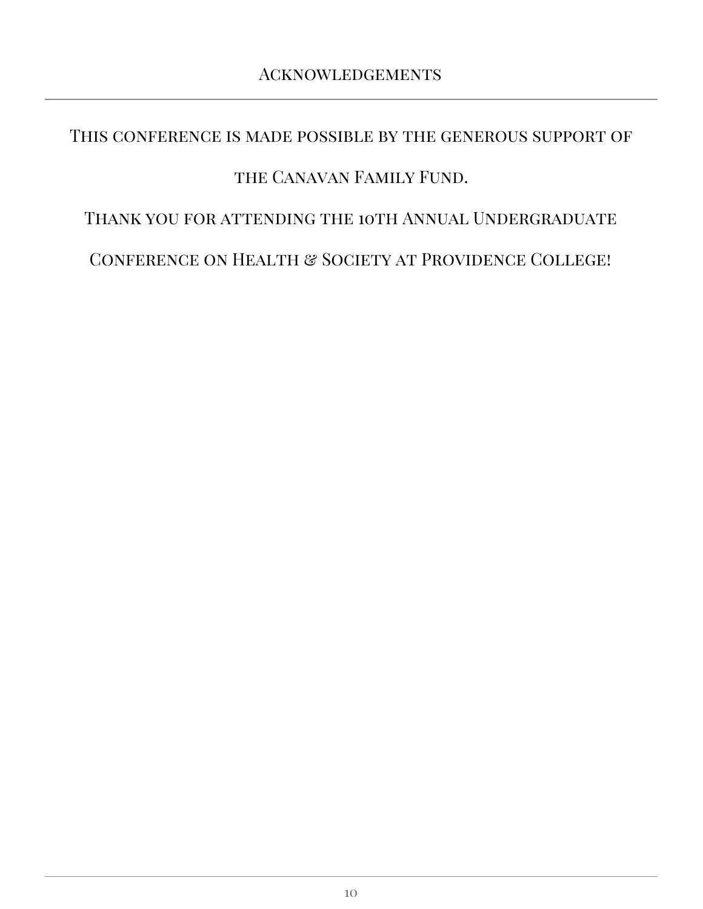## Acknowledgements

This conference is made possible by the generous support of the Canavan Family Fund.

Thank you for attending the 10th Annual Undergraduate Conference on Health & Society at Providence College!